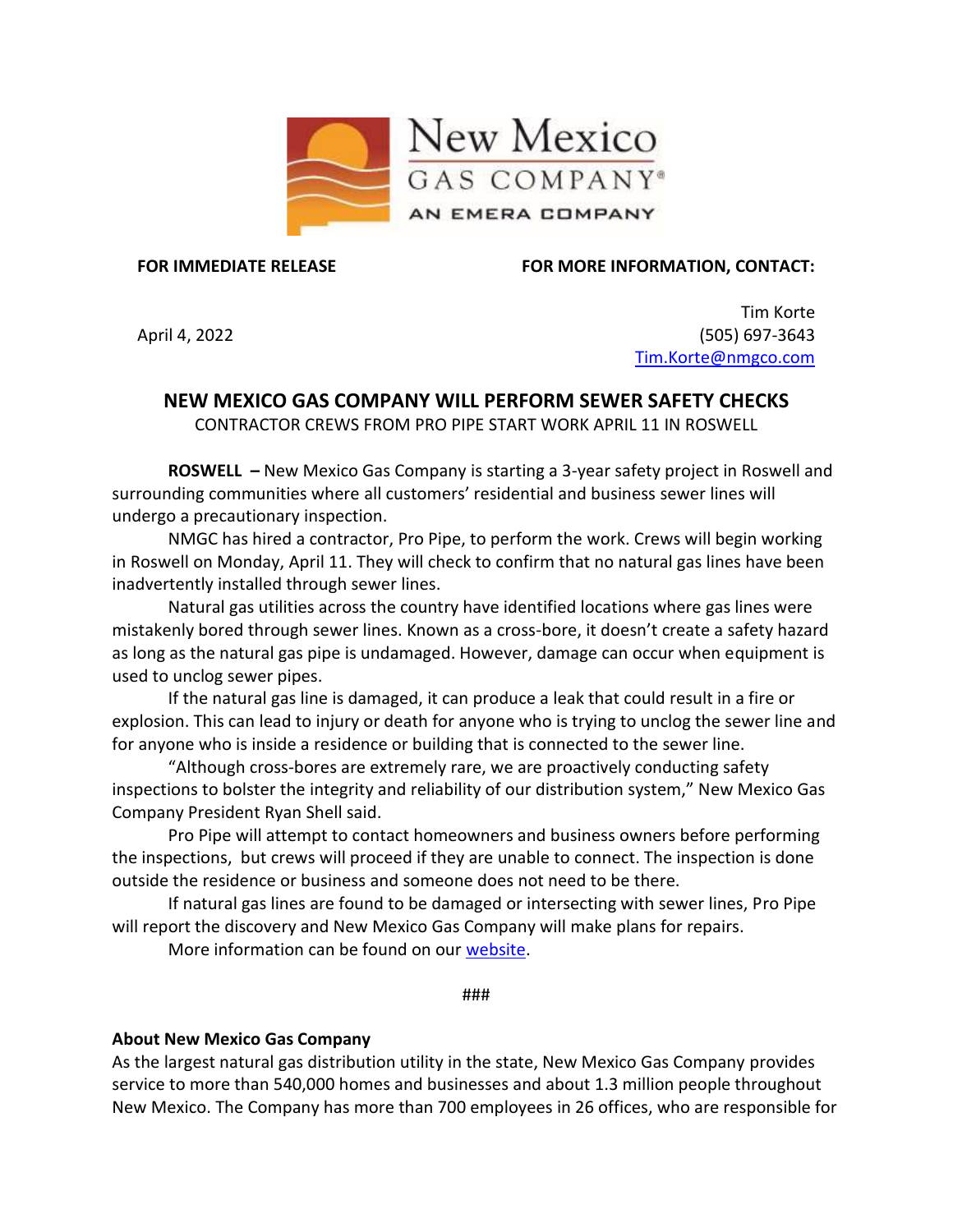New Mexico
GAS COMPANY®
AN EMERA COMPANY

**FOR IMMEDIATE RELEASE**

April 4, 2022

**FOR MORE INFORMATION, CONTACT:**

Tim Korte
(505) 697-3643
[Tim.Korte@nmgco.com](mailto:Tim.Korte@nmgco.com)

# NEW MEXICO GAS COMPANY WILL PERFORM SEWER SAFETY CHECKS

CONTRACTOR CREWS FROM PRO PIPE START WORK APRIL 11 IN ROSWELL

**ROSWELL –** New Mexico Gas Company is starting a 3-year safety project in Roswell and surrounding communities where all customers' residential and business sewer lines will undergo a precautionary inspection.

NMGC has hired a contractor, Pro Pipe, to perform the work. Crews will begin working in Roswell on Monday, April 11. They will check to confirm that no natural gas lines have been inadvertently installed through sewer lines.

Natural gas utilities across the country have identified locations where gas lines were mistakenly bored through sewer lines. Known as a cross-bore, it doesn't create a safety hazard as long as the natural gas pipe is undamaged. However, damage can occur when equipment is used to unclog sewer pipes.

If the natural gas line is damaged, it can produce a leak that could result in a fire or explosion. This can lead to injury or death for anyone who is trying to unclog the sewer line and for anyone who is inside a residence or building that is connected to the sewer line.

"Although cross-bores are extremely rare, we are proactively conducting safety inspections to bolster the integrity and reliability of our distribution system," New Mexico Gas Company President Ryan Shell said.

Pro Pipe will attempt to contact homeowners and business owners before performing the inspections, but crews will proceed if they are unable to connect. The inspection is done outside the residence or business and someone does not need to be there.

If natural gas lines are found to be damaged or intersecting with sewer lines, Pro Pipe will report the discovery and New Mexico Gas Company will make plans for repairs.

More information can be found on our website.

###

**About New Mexico Gas Company**

As the largest natural gas distribution utility in the state, New Mexico Gas Company provides service to more than 540,000 homes and businesses and about 1.3 million people throughout New Mexico. The Company has more than 700 employees in 26 offices, who are responsible for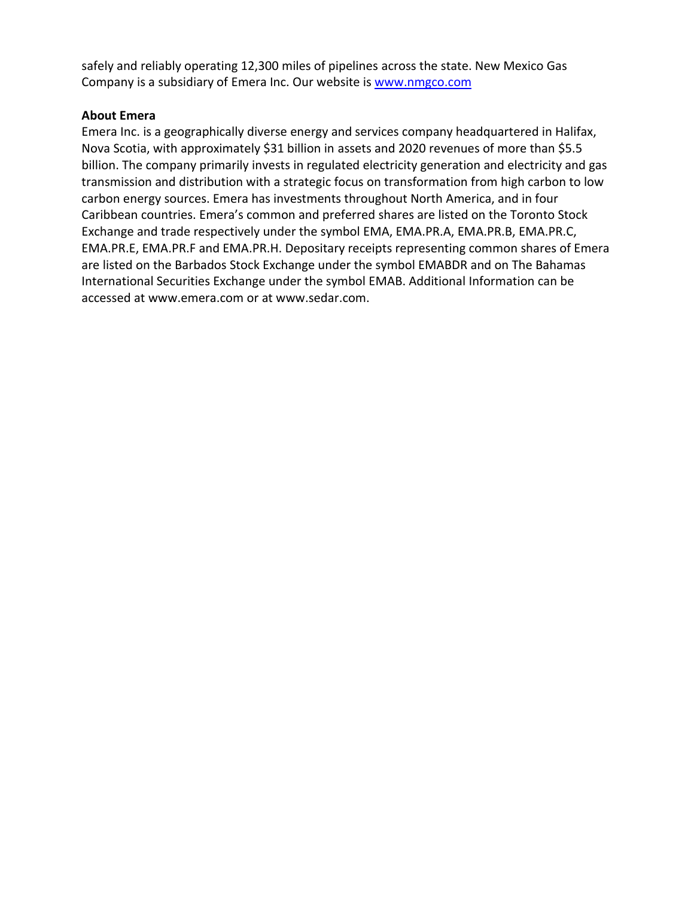safely and reliably operating 12,300 miles of pipelines across the state. New Mexico Gas Company is a subsidiary of Emera Inc. Our website is [www.nmgco.com](http://www.nmgco.com)

**About Emera**

Emera Inc. is a geographically diverse energy and services company headquartered in Halifax, Nova Scotia, with approximately $31 billion in assets and 2020 revenues of more than $5.5 billion. The company primarily invests in regulated electricity generation and electricity and gas transmission and distribution with a strategic focus on transformation from high carbon to low carbon energy sources. Emera has investments throughout North America, and in four Caribbean countries. Emera's common and preferred shares are listed on the Toronto Stock Exchange and trade respectively under the symbol EMA, EMA.PR.A, EMA.PR.B, EMA.PR.C, EMA.PR.E, EMA.PR.F and EMA.PR.H. Depositary receipts representing common shares of Emera are listed on the Barbados Stock Exchange under the symbol EMABDR and on The Bahamas International Securities Exchange under the symbol EMAB. Additional Information can be accessed at www.emera.com or at www.sedar.com.